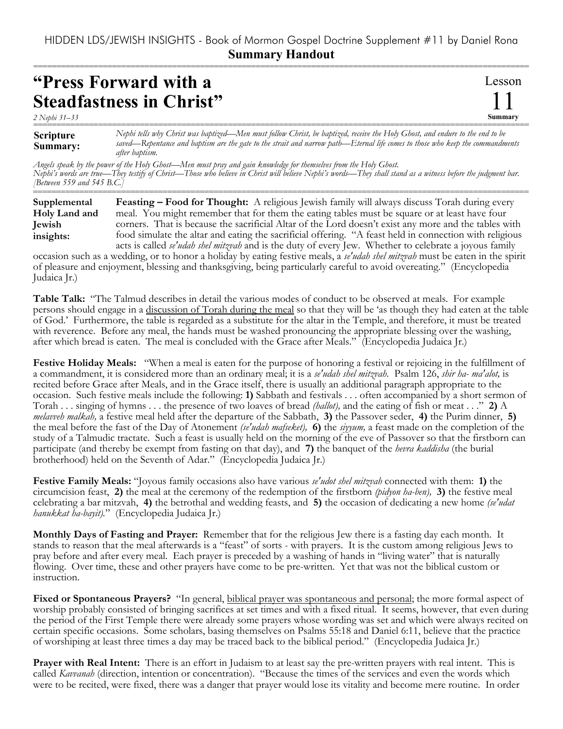HIDDEN LDS/JEWISH INSIGHTS - Book of Mormon Gospel Doctrine Supplement #11 by Daniel Rona

**Summary Handout**

# "Press Forward with a Steadfastness in Christ"

Lesson 11 **Summary**

*2 Nephi 31–33*

**Scripture Summary:** *Nephi tells why Christ was baptized—Men must follow Christ, be baptized, receive the Holy Ghost, and endure to the end to be saved—Repentance and baptism are the gate to the strait and narrow path—Eternal life comes to those who keep the commandments after baptism.*

*Angels speak by the power of the Holy Ghost—Men must pray and gain knowledge for themselves from the Holy Ghost.*
*Nephi's words are true—They testify of Christ—Those who believe in Christ will believe Nephi's words—They shall stand as a witness before the judgment bar. [Between 559 and 545 B.C.]*

**Supplemental Holy Land and Jewish insights:**

**Feasting – Food for Thought:** A religious Jewish family will always discuss Torah during every meal. You might remember that for them the eating tables must be square or at least have four corners. That is because the sacrificial Altar of the Lord doesn't exist any more and the tables with food simulate the altar and eating the sacrificial offering. "A feast held in connection with religious acts is called *se'udah shel mitzvah* and is the duty of every Jew. Whether to celebrate a joyous family occasion such as a wedding, or to honor a holiday by eating festive meals, a *se'udah shel mitzvah* must be eaten in the spirit of pleasure and enjoyment, blessing and thanksgiving, being particularly careful to avoid overeating." (Encyclopedia Judaica Jr.)

**Table Talk:** "The Talmud describes in detail the various modes of conduct to be observed at meals. For example persons should engage in a discussion of Torah during the meal so that they will be 'as though they had eaten at the table of God.' Furthermore, the table is regarded as a substitute for the altar in the Temple, and therefore, it must be treated with reverence. Before any meal, the hands must be washed pronouncing the appropriate blessing over the washing, after which bread is eaten. The meal is concluded with the Grace after Meals." (Encyclopedia Judaica Jr.)

**Festive Holiday Meals:** "When a meal is eaten for the purpose of honoring a festival or rejoicing in the fulfillment of a commandment, it is considered more than an ordinary meal; it is a *se'udah shel mitzvah*. Psalm 126, *shir ha- ma'alot,* is recited before Grace after Meals, and in the Grace itself, there is usually an additional paragraph appropriate to the occasion. Such festive meals include the following: **1)** Sabbath and festivals . . . often accompanied by a short sermon of Torah . . . singing of hymns . . . the presence of two loaves of bread *(hallot),* and the eating of fish or meat . . ." **2)** A *melavveh malkah,* a festive meal held after the departure of the Sabbath, **3)** the Passover seder, **4)** the Purim dinner, **5)** the meal before the fast of the Day of Atonement *(se'udah mafseket),* **6)** the *siyyum,* a feast made on the completion of the study of a Talmudic tractate. Such a feast is usually held on the morning of the eve of Passover so that the firstborn can participate (and thereby be exempt from fasting on that day), and **7)** the banquet of the *hevra kaddisha* (the burial brotherhood) held on the Seventh of Adar." (Encyclopedia Judaica Jr.)

**Festive Family Meals:** "Joyous family occasions also have various *se'udot shel mitzvah* connected with them: **1)** the circumcision feast, **2)** the meal at the ceremony of the redemption of the firstborn *(pidyon ha-ben),* **3)** the festive meal celebrating a bar mitzvah, **4)** the betrothal and wedding feasts, and **5)** the occasion of dedicating a new home *(se'udat hanukkat ha-bayit).*" (Encyclopedia Judaica Jr.)

**Monthly Days of Fasting and Prayer:** Remember that for the religious Jew there is a fasting day each month. It stands to reason that the meal afterwards is a "feast" of sorts - with prayers. It is the custom among religious Jews to pray before and after every meal. Each prayer is preceded by a washing of hands in "living water" that is naturally flowing. Over time, these and other prayers have come to be pre-written. Yet that was not the biblical custom or instruction.

**Fixed or Spontaneous Prayers?** "In general, biblical prayer was spontaneous and personal; the more formal aspect of worship probably consisted of bringing sacrifices at set times and with a fixed ritual. It seems, however, that even during the period of the First Temple there were already some prayers whose wording was set and which were always recited on certain specific occasions. Some scholars, basing themselves on Psalms 55:18 and Daniel 6:11, believe that the practice of worshiping at least three times a day may be traced back to the biblical period." (Encyclopedia Judaica Jr.)

**Prayer with Real Intent:** There is an effort in Judaism to at least say the pre-written prayers with real intent. This is called *Kavvanah* (direction, intention or concentration). "Because the times of the services and even the words which were to be recited, were fixed, there was a danger that prayer would lose its vitality and become mere routine. In order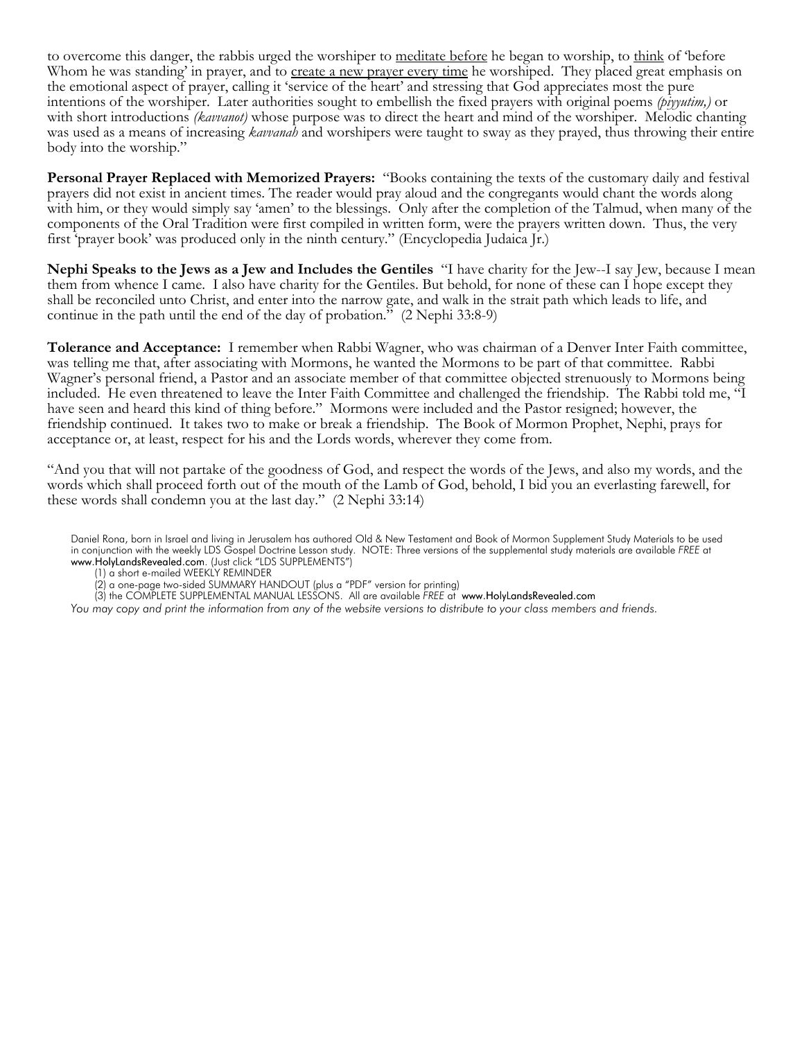to overcome this danger, the rabbis urged the worshiper to <u>meditate before</u> he began to worship, to <u>think</u> of 'before Whom he was standing' in prayer, and to <u>create a new prayer every time</u> he worshiped. They placed great emphasis on the emotional aspect of prayer, calling it 'service of the heart' and stressing that God appreciates most the pure intentions of the worshiper. Later authorities sought to embellish the fixed prayers with original poems *(piyyutim,)* or with short introductions *(kavvanot)* whose purpose was to direct the heart and mind of the worshiper. Melodic chanting was used as a means of increasing *kavvanah* and worshipers were taught to sway as they prayed, thus throwing their entire body into the worship."

**Personal Prayer Replaced with Memorized Prayers:** "Books containing the texts of the customary daily and festival prayers did not exist in ancient times. The reader would pray aloud and the congregants would chant the words along with him, or they would simply say 'amen' to the blessings. Only after the completion of the Talmud, when many of the components of the Oral Tradition were first compiled in written form, were the prayers written down. Thus, the very first 'prayer book' was produced only in the ninth century." (Encyclopedia Judaica Jr.)

**Nephi Speaks to the Jews as a Jew and Includes the Gentiles** "I have charity for the Jew--I say Jew, because I mean them from whence I came. I also have charity for the Gentiles. But behold, for none of these can I hope except they shall be reconciled unto Christ, and enter into the narrow gate, and walk in the strait path which leads to life, and continue in the path until the end of the day of probation." (2 Nephi 33:8-9)

**Tolerance and Acceptance:** I remember when Rabbi Wagner, who was chairman of a Denver Inter Faith committee, was telling me that, after associating with Mormons, he wanted the Mormons to be part of that committee. Rabbi Wagner's personal friend, a Pastor and an associate member of that committee objected strenuously to Mormons being included. He even threatened to leave the Inter Faith Committee and challenged the friendship. The Rabbi told me, "I have seen and heard this kind of thing before." Mormons were included and the Pastor resigned; however, the friendship continued. It takes two to make or break a friendship. The Book of Mormon Prophet, Nephi, prays for acceptance or, at least, respect for his and the Lords words, wherever they come from.

"And you that will not partake of the goodness of God, and respect the words of the Jews, and also my words, and the words which shall proceed forth out of the mouth of the Lamb of God, behold, I bid you an everlasting farewell, for these words shall condemn you at the last day." (2 Nephi 33:14)

Daniel Rona, born in Israel and living in Jerusalem has authored Old & New Testament and Book of Mormon Supplement Study Materials to be used in conjunction with the weekly LDS Gospel Doctrine Lesson study. NOTE: Three versions of the supplemental study materials are available *FREE* at www.HolyLandsRevealed.com. (Just click "LDS SUPPLEMENTS")

(1) a short e-mailed WEEKLY REMINDER
(2) a one-page two-sided SUMMARY HANDOUT (plus a "PDF" version for printing)
(3) the COMPLETE SUPPLEMENTAL MANUAL LESSONS. All are available *FREE* at www.HolyLandsRevealed.com

*You may copy and print the information from any of the website versions to distribute to your class members and friends.*